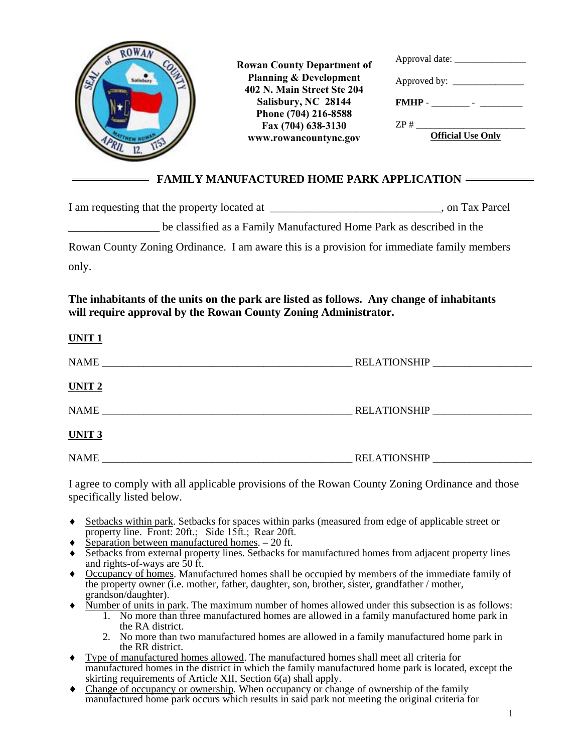**Rowan County Department of Planning & Development**
**402 N. Main Street Ste 204**
**Salisbury, NC 28144**
**Phone (704) 216-8588**
**Fax (704) 638-3130**
**www.rowancountync.gov**

Approval date: _______________

Approved by: _______________

**FMHP** - ________ - _________

ZP # _______________________

**Official Use Only**

## FAMILY MANUFACTURED HOME PARK APPLICATION

I am requesting that the property located at ______________________________, on Tax Parcel ________________ be classified as a Family Manufactured Home Park as described in the Rowan County Zoning Ordinance. I am aware this is a provision for immediate family members only.

**The inhabitants of the units on the park are listed as follows. Any change of inhabitants will require approval by the Rowan County Zoning Administrator.**

**UNIT 1**

NAME _________________________________________________ RELATIONSHIP ___________________

**UNIT 2**

NAME _________________________________________________ RELATIONSHIP ___________________

**UNIT 3**

NAME _________________________________________________ RELATIONSHIP ___________________

I agree to comply with all applicable provisions of the Rowan County Zoning Ordinance and those specifically listed below.

- Setbacks within park. Setbacks for spaces within parks (measured from edge of applicable street or property line. Front: 20ft.; Side 15ft.; Rear 20ft.
- Separation between manufactured homes. – 20 ft.
- Setbacks from external property lines. Setbacks for manufactured homes from adjacent property lines and rights-of-ways are 50 ft.
- Occupancy of homes. Manufactured homes shall be occupied by members of the immediate family of the property owner (i.e. mother, father, daughter, son, brother, sister, grandfather / mother, grandson/daughter).
- Number of units in park. The maximum number of homes allowed under this subsection is as follows:
  1. No more than three manufactured homes are allowed in a family manufactured home park in the RA district.
  2. No more than two manufactured homes are allowed in a family manufactured home park in the RR district.
- Type of manufactured homes allowed. The manufactured homes shall meet all criteria for manufactured homes in the district in which the family manufactured home park is located, except the skirting requirements of Article XII, Section 6(a) shall apply.
- Change of occupancy or ownership. When occupancy or change of ownership of the family manufactured home park occurs which results in said park not meeting the original criteria for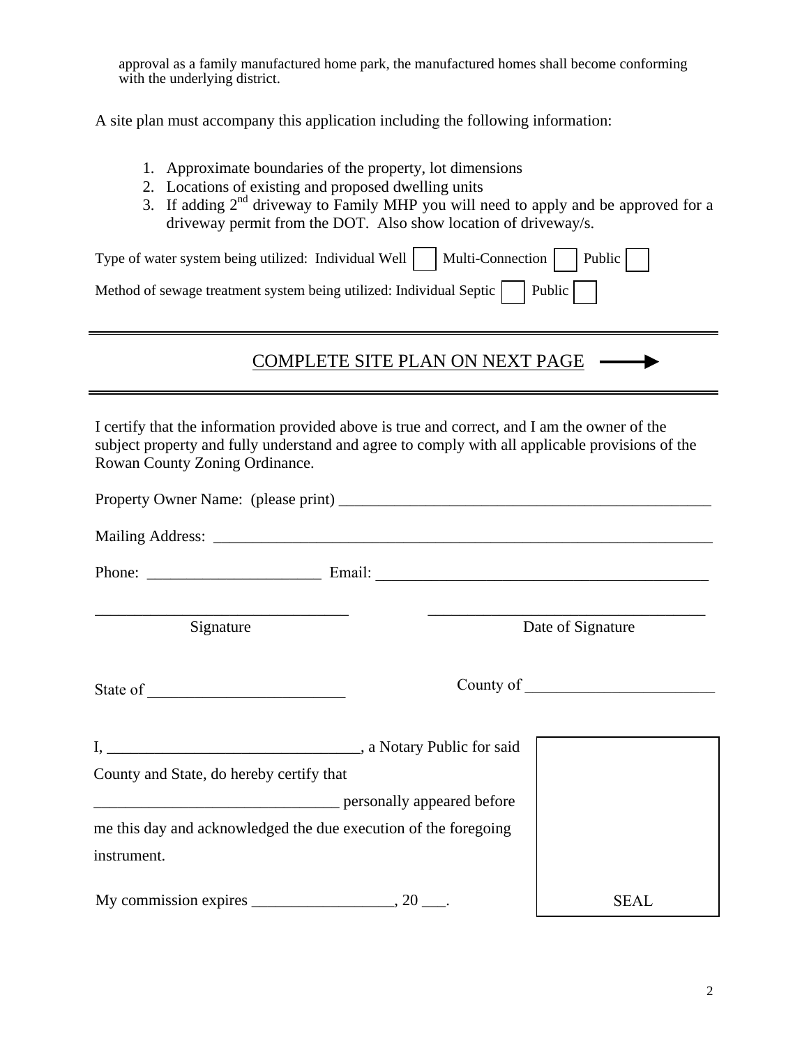approval as a family manufactured home park, the manufactured homes shall become conforming with the underlying district.

A site plan must accompany this application including the following information:

1. Approximate boundaries of the property, lot dimensions
2. Locations of existing and proposed dwelling units
3. If adding 2nd driveway to Family MHP you will need to apply and be approved for a driveway permit from the DOT. Also show location of driveway/s.

Type of water system being utilized: Individual Well ☐ Multi-Connection ☐ Public ☐

Method of sewage treatment system being utilized: Individual Septic ☐ Public ☐

---

COMPLETE SITE PLAN ON NEXT PAGE →

---

I certify that the information provided above is true and correct, and I am the owner of the subject property and fully understand and agree to comply with all applicable provisions of the Rowan County Zoning Ordinance.

Property Owner Name: (please print) ________________________________________________

Mailing Address: ________________________________________________________________

Phone: ______________________ Email: ___________________________________________

________________________________ ________________________________
Signature Date of Signature

State of ________________________ County of ________________________

I, ________________________________, a Notary Public for said County and State, do hereby certify that ______________________________ personally appeared before me this day and acknowledged the due execution of the foregoing instrument.

My commission expires __________________, 20 ___.

SEAL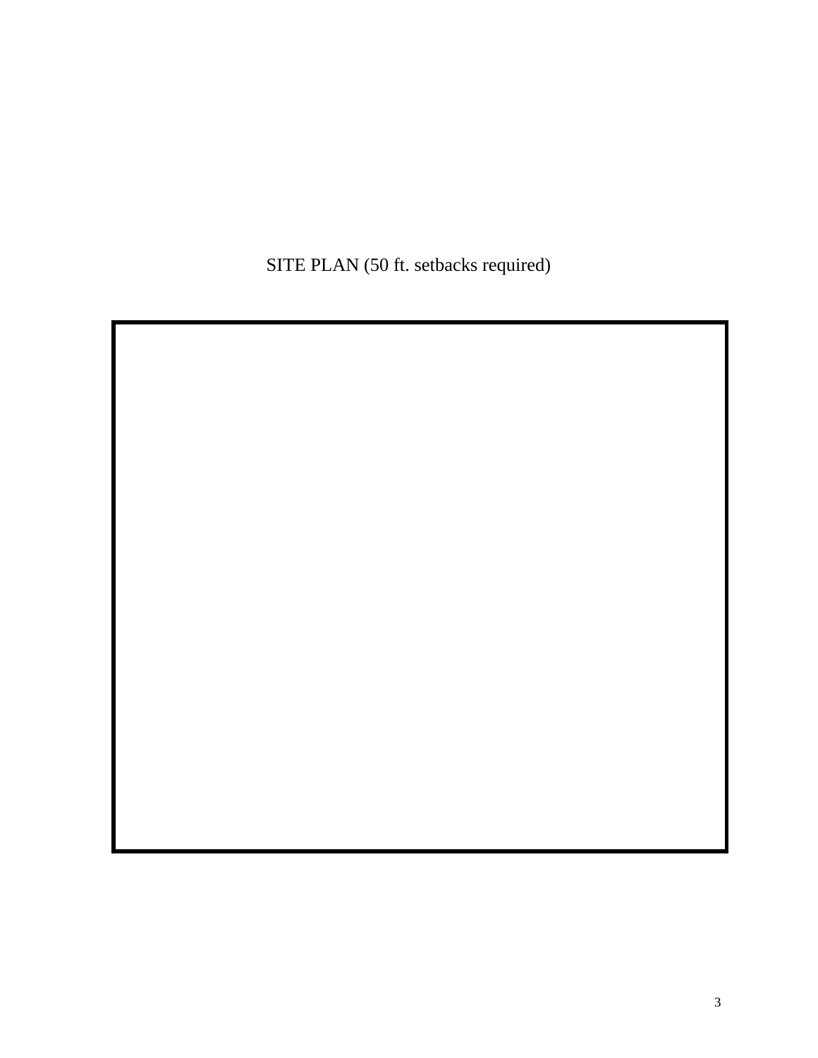SITE PLAN (50 ft. setbacks required)